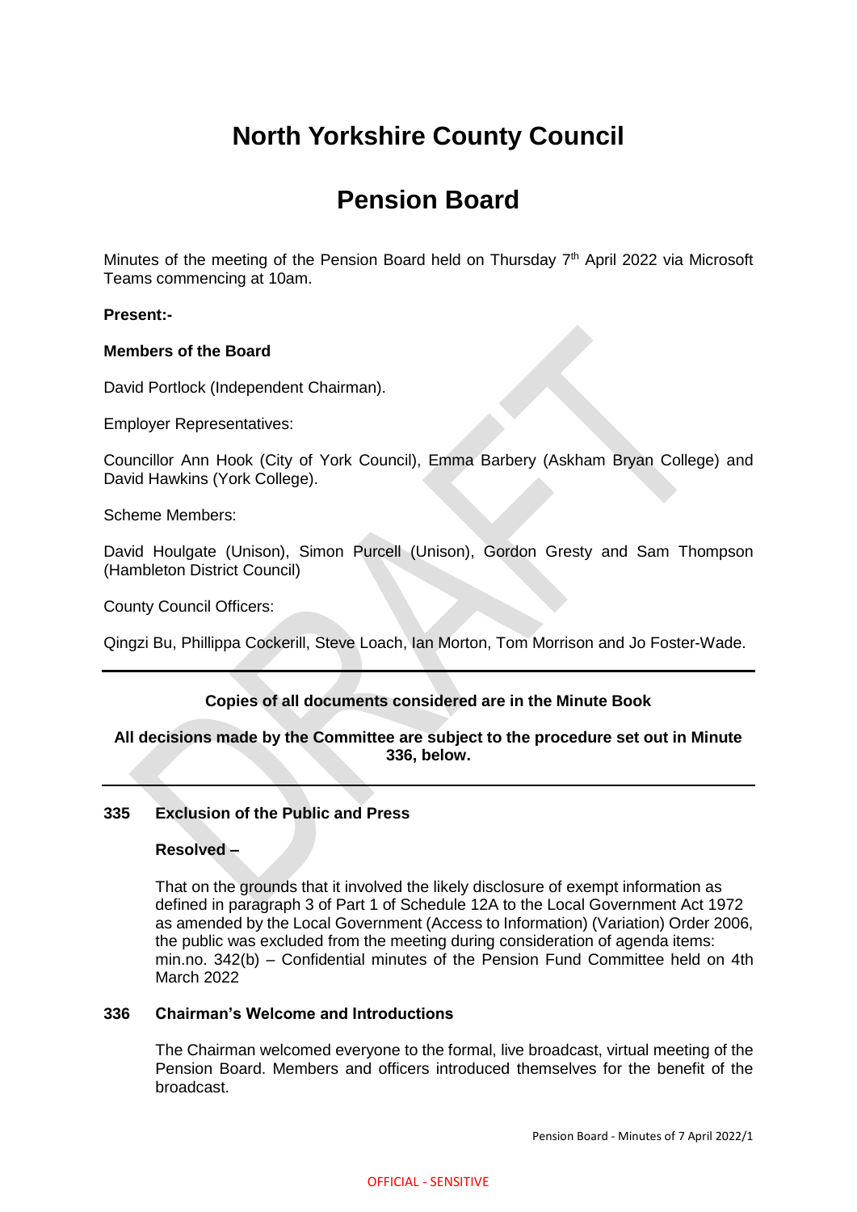# North Yorkshire County Council

# Pension Board

Minutes of the meeting of the Pension Board held on Thursday 7th April 2022 via Microsoft Teams commencing at 10am.

**Present:-**

**Members of the Board**

David Portlock (Independent Chairman).

Employer Representatives:

Councillor Ann Hook (City of York Council), Emma Barbery (Askham Bryan College) and David Hawkins (York College).

Scheme Members:

David Houlgate (Unison), Simon Purcell (Unison), Gordon Gresty and Sam Thompson (Hambleton District Council)

County Council Officers:

Qingzi Bu, Phillippa Cockerill, Steve Loach, Ian Morton, Tom Morrison and Jo Foster-Wade.

---

**Copies of all documents considered are in the Minute Book**

**All decisions made by the Committee are subject to the procedure set out in Minute 336, below.**

---

### 335 Exclusion of the Public and Press

**Resolved –**

That on the grounds that it involved the likely disclosure of exempt information as defined in paragraph 3 of Part 1 of Schedule 12A to the Local Government Act 1972 as amended by the Local Government (Access to Information) (Variation) Order 2006, the public was excluded from the meeting during consideration of agenda items: min.no. 342(b) – Confidential minutes of the Pension Fund Committee held on 4th March 2022

### 336 Chairman's Welcome and Introductions

The Chairman welcomed everyone to the formal, live broadcast, virtual meeting of the Pension Board. Members and officers introduced themselves for the benefit of the broadcast.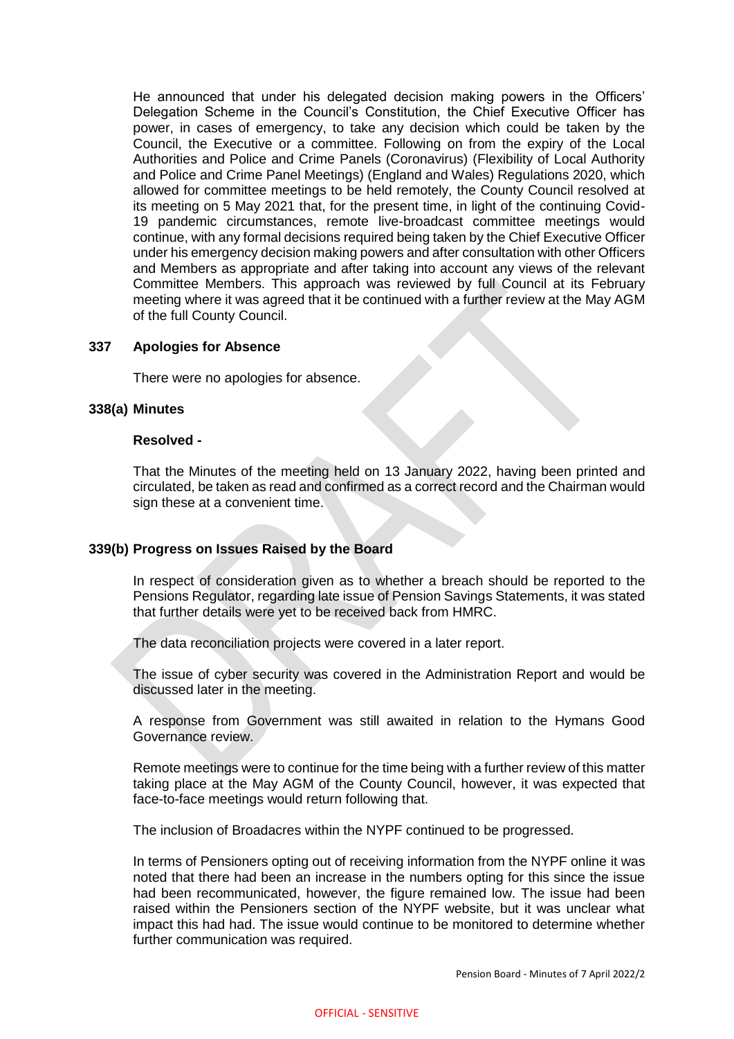He announced that under his delegated decision making powers in the Officers' Delegation Scheme in the Council's Constitution, the Chief Executive Officer has power, in cases of emergency, to take any decision which could be taken by the Council, the Executive or a committee. Following on from the expiry of the Local Authorities and Police and Crime Panels (Coronavirus) (Flexibility of Local Authority and Police and Crime Panel Meetings) (England and Wales) Regulations 2020, which allowed for committee meetings to be held remotely, the County Council resolved at its meeting on 5 May 2021 that, for the present time, in light of the continuing Covid-19 pandemic circumstances, remote live-broadcast committee meetings would continue, with any formal decisions required being taken by the Chief Executive Officer under his emergency decision making powers and after consultation with other Officers and Members as appropriate and after taking into account any views of the relevant Committee Members. This approach was reviewed by full Council at its February meeting where it was agreed that it be continued with a further review at the May AGM of the full County Council.

**337 Apologies for Absence**

There were no apologies for absence.

**338(a) Minutes**

**Resolved -**

That the Minutes of the meeting held on 13 January 2022, having been printed and circulated, be taken as read and confirmed as a correct record and the Chairman would sign these at a convenient time.

**339(b) Progress on Issues Raised by the Board**

In respect of consideration given as to whether a breach should be reported to the Pensions Regulator, regarding late issue of Pension Savings Statements, it was stated that further details were yet to be received back from HMRC.

The data reconciliation projects were covered in a later report.

The issue of cyber security was covered in the Administration Report and would be discussed later in the meeting.

A response from Government was still awaited in relation to the Hymans Good Governance review.

Remote meetings were to continue for the time being with a further review of this matter taking place at the May AGM of the County Council, however, it was expected that face-to-face meetings would return following that.

The inclusion of Broadacres within the NYPF continued to be progressed.

In terms of Pensioners opting out of receiving information from the NYPF online it was noted that there had been an increase in the numbers opting for this since the issue had been recommunicated, however, the figure remained low. The issue had been raised within the Pensioners section of the NYPF website, but it was unclear what impact this had had. The issue would continue to be monitored to determine whether further communication was required.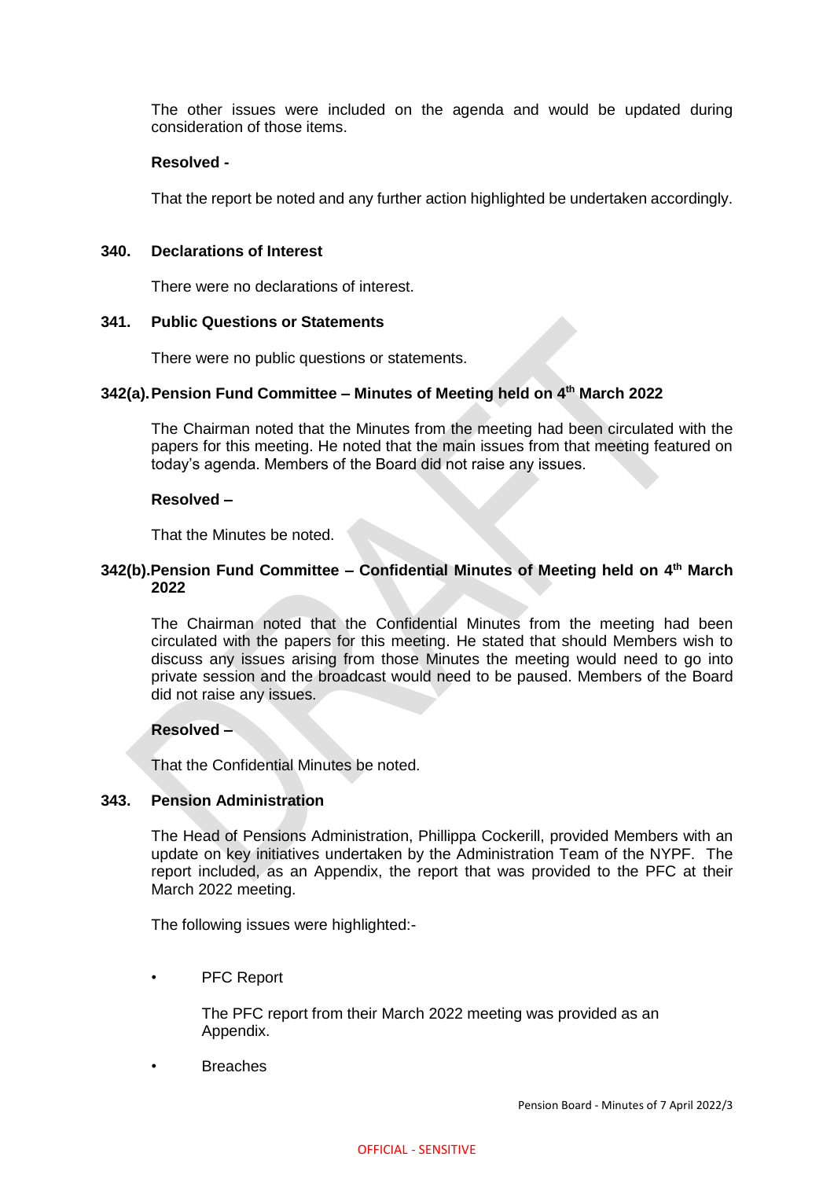The other issues were included on the agenda and would be updated during consideration of those items.

**Resolved -**

That the report be noted and any further action highlighted be undertaken accordingly.

### 340. Declarations of Interest

There were no declarations of interest.

### 341. Public Questions or Statements

There were no public questions or statements.

### 342(a). Pension Fund Committee – Minutes of Meeting held on 4th March 2022

The Chairman noted that the Minutes from the meeting had been circulated with the papers for this meeting. He noted that the main issues from that meeting featured on today's agenda. Members of the Board did not raise any issues.

**Resolved –**

That the Minutes be noted.

### 342(b). Pension Fund Committee – Confidential Minutes of Meeting held on 4th March 2022

The Chairman noted that the Confidential Minutes from the meeting had been circulated with the papers for this meeting. He stated that should Members wish to discuss any issues arising from those Minutes the meeting would need to go into private session and the broadcast would need to be paused. Members of the Board did not raise any issues.

**Resolved –**

That the Confidential Minutes be noted.

### 343. Pension Administration

The Head of Pensions Administration, Phillippa Cockerill, provided Members with an update on key initiatives undertaken by the Administration Team of the NYPF. The report included, as an Appendix, the report that was provided to the PFC at their March 2022 meeting.

The following issues were highlighted:-

- PFC Report

  The PFC report from their March 2022 meeting was provided as an Appendix.

- Breaches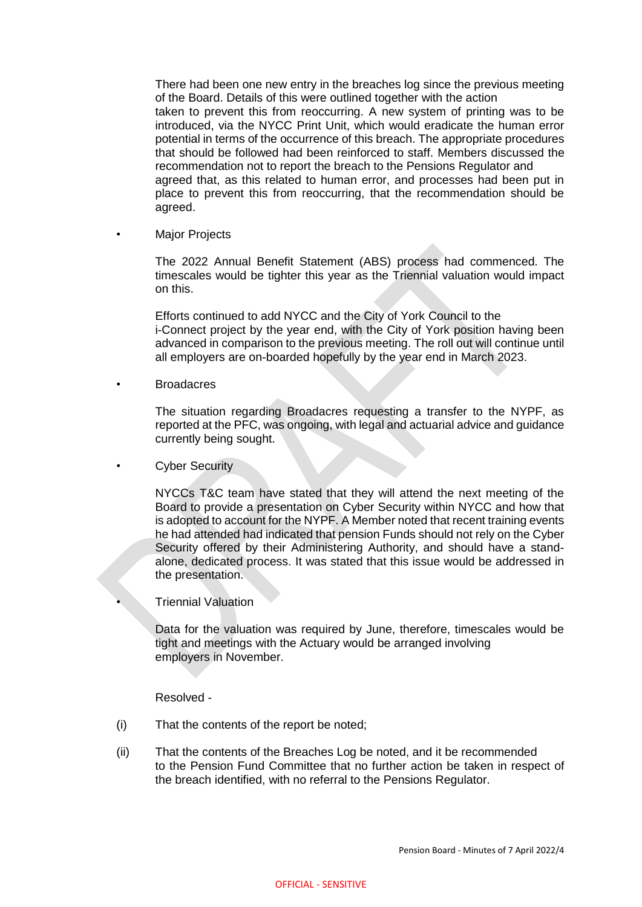There had been one new entry in the breaches log since the previous meeting of the Board. Details of this were outlined together with the action taken to prevent this from reoccurring. A new system of printing was to be introduced, via the NYCC Print Unit, which would eradicate the human error potential in terms of the occurrence of this breach. The appropriate procedures that should be followed had been reinforced to staff. Members discussed the recommendation not to report the breach to the Pensions Regulator and agreed that, as this related to human error, and processes had been put in place to prevent this from reoccurring, that the recommendation should be agreed.

- Major Projects

  The 2022 Annual Benefit Statement (ABS) process had commenced. The timescales would be tighter this year as the Triennial valuation would impact on this.

  Efforts continued to add NYCC and the City of York Council to the i-Connect project by the year end, with the City of York position having been advanced in comparison to the previous meeting. The roll out will continue until all employers are on-boarded hopefully by the year end in March 2023.

- Broadacres

  The situation regarding Broadacres requesting a transfer to the NYPF, as reported at the PFC, was ongoing, with legal and actuarial advice and guidance currently being sought.

- Cyber Security

  NYCCs T&C team have stated that they will attend the next meeting of the Board to provide a presentation on Cyber Security within NYCC and how that is adopted to account for the NYPF. A Member noted that recent training events he had attended had indicated that pension Funds should not rely on the Cyber Security offered by their Administering Authority, and should have a stand-alone, dedicated process. It was stated that this issue would be addressed in the presentation.

- Triennial Valuation

  Data for the valuation was required by June, therefore, timescales would be tight and meetings with the Actuary would be arranged involving employers in November.

Resolved -

(i) That the contents of the report be noted;

(ii) That the contents of the Breaches Log be noted, and it be recommended to the Pension Fund Committee that no further action be taken in respect of the breach identified, with no referral to the Pensions Regulator.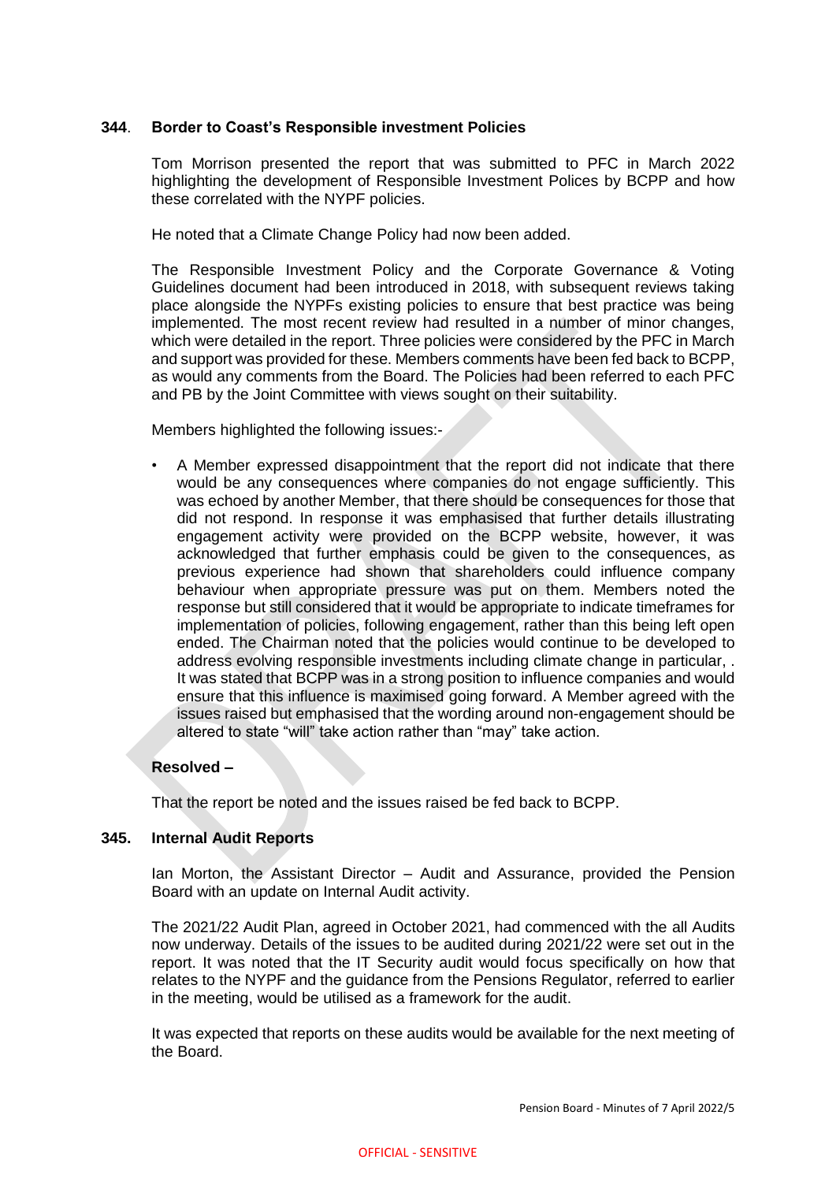### 344. Border to Coast's Responsible investment Policies

Tom Morrison presented the report that was submitted to PFC in March 2022 highlighting the development of Responsible Investment Polices by BCPP and how these correlated with the NYPF policies.

He noted that a Climate Change Policy had now been added.

The Responsible Investment Policy and the Corporate Governance & Voting Guidelines document had been introduced in 2018, with subsequent reviews taking place alongside the NYPFs existing policies to ensure that best practice was being implemented. The most recent review had resulted in a number of minor changes, which were detailed in the report. Three policies were considered by the PFC in March and support was provided for these. Members comments have been fed back to BCPP, as would any comments from the Board. The Policies had been referred to each PFC and PB by the Joint Committee with views sought on their suitability.

Members highlighted the following issues:-

- A Member expressed disappointment that the report did not indicate that there would be any consequences where companies do not engage sufficiently. This was echoed by another Member, that there should be consequences for those that did not respond. In response it was emphasised that further details illustrating engagement activity were provided on the BCPP website, however, it was acknowledged that further emphasis could be given to the consequences, as previous experience had shown that shareholders could influence company behaviour when appropriate pressure was put on them. Members noted the response but still considered that it would be appropriate to indicate timeframes for implementation of policies, following engagement, rather than this being left open ended. The Chairman noted that the policies would continue to be developed to address evolving responsible investments including climate change in particular, . It was stated that BCPP was in a strong position to influence companies and would ensure that this influence is maximised going forward. A Member agreed with the issues raised but emphasised that the wording around non-engagement should be altered to state "will" take action rather than "may" take action.

**Resolved –**

That the report be noted and the issues raised be fed back to BCPP.

### 345. Internal Audit Reports

Ian Morton, the Assistant Director – Audit and Assurance, provided the Pension Board with an update on Internal Audit activity.

The 2021/22 Audit Plan, agreed in October 2021, had commenced with the all Audits now underway. Details of the issues to be audited during 2021/22 were set out in the report. It was noted that the IT Security audit would focus specifically on how that relates to the NYPF and the guidance from the Pensions Regulator, referred to earlier in the meeting, would be utilised as a framework for the audit.

It was expected that reports on these audits would be available for the next meeting of the Board.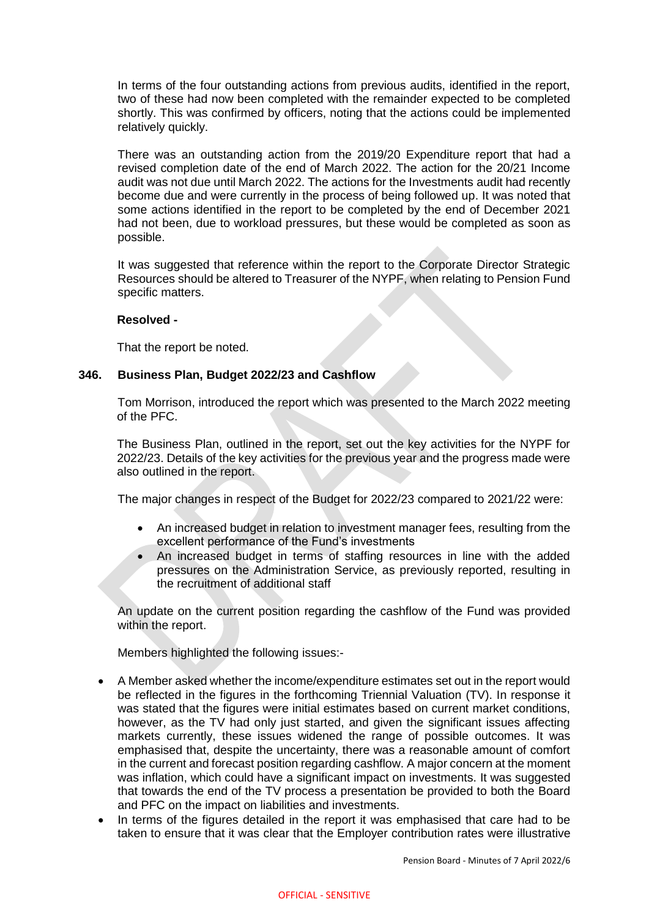In terms of the four outstanding actions from previous audits, identified in the report, two of these had now been completed with the remainder expected to be completed shortly. This was confirmed by officers, noting that the actions could be implemented relatively quickly.

There was an outstanding action from the 2019/20 Expenditure report that had a revised completion date of the end of March 2022. The action for the 20/21 Income audit was not due until March 2022. The actions for the Investments audit had recently become due and were currently in the process of being followed up. It was noted that some actions identified in the report to be completed by the end of December 2021 had not been, due to workload pressures, but these would be completed as soon as possible.

It was suggested that reference within the report to the Corporate Director Strategic Resources should be altered to Treasurer of the NYPF, when relating to Pension Fund specific matters.

**Resolved -**

That the report be noted.

### 346. Business Plan, Budget 2022/23 and Cashflow

Tom Morrison, introduced the report which was presented to the March 2022 meeting of the PFC.

The Business Plan, outlined in the report, set out the key activities for the NYPF for 2022/23. Details of the key activities for the previous year and the progress made were also outlined in the report.

The major changes in respect of the Budget for 2022/23 compared to 2021/22 were:

- An increased budget in relation to investment manager fees, resulting from the excellent performance of the Fund's investments
- An increased budget in terms of staffing resources in line with the added pressures on the Administration Service, as previously reported, resulting in the recruitment of additional staff

An update on the current position regarding the cashflow of the Fund was provided within the report.

Members highlighted the following issues:-

- A Member asked whether the income/expenditure estimates set out in the report would be reflected in the figures in the forthcoming Triennial Valuation (TV). In response it was stated that the figures were initial estimates based on current market conditions, however, as the TV had only just started, and given the significant issues affecting markets currently, these issues widened the range of possible outcomes. It was emphasised that, despite the uncertainty, there was a reasonable amount of comfort in the current and forecast position regarding cashflow. A major concern at the moment was inflation, which could have a significant impact on investments. It was suggested that towards the end of the TV process a presentation be provided to both the Board and PFC on the impact on liabilities and investments.
- In terms of the figures detailed in the report it was emphasised that care had to be taken to ensure that it was clear that the Employer contribution rates were illustrative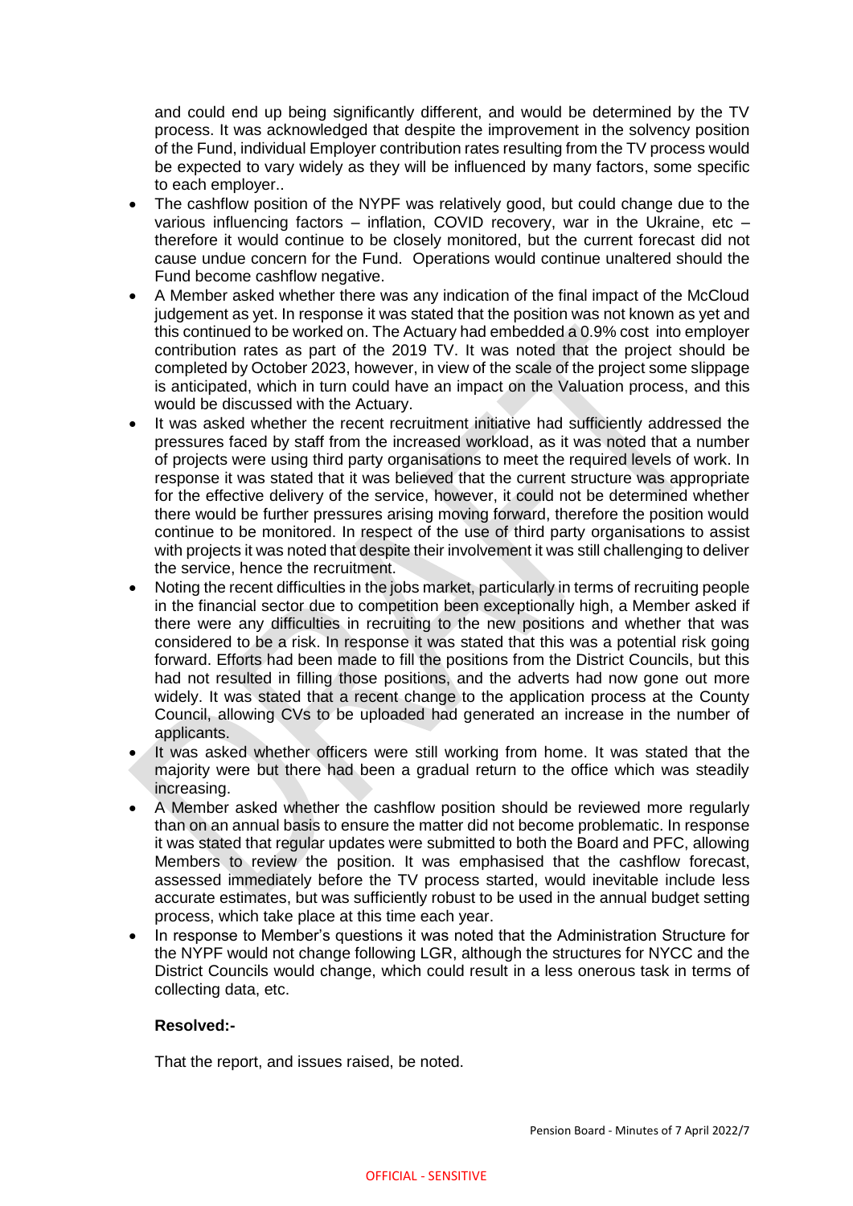and could end up being significantly different, and would be determined by the TV process. It was acknowledged that despite the improvement in the solvency position of the Fund, individual Employer contribution rates resulting from the TV process would be expected to vary widely as they will be influenced by many factors, some specific to each employer..

- The cashflow position of the NYPF was relatively good, but could change due to the various influencing factors – inflation, COVID recovery, war in the Ukraine, etc – therefore it would continue to be closely monitored, but the current forecast did not cause undue concern for the Fund. Operations would continue unaltered should the Fund become cashflow negative.
- A Member asked whether there was any indication of the final impact of the McCloud judgement as yet. In response it was stated that the position was not known as yet and this continued to be worked on. The Actuary had embedded a 0.9% cost into employer contribution rates as part of the 2019 TV. It was noted that the project should be completed by October 2023, however, in view of the scale of the project some slippage is anticipated, which in turn could have an impact on the Valuation process, and this would be discussed with the Actuary.
- It was asked whether the recent recruitment initiative had sufficiently addressed the pressures faced by staff from the increased workload, as it was noted that a number of projects were using third party organisations to meet the required levels of work. In response it was stated that it was believed that the current structure was appropriate for the effective delivery of the service, however, it could not be determined whether there would be further pressures arising moving forward, therefore the position would continue to be monitored. In respect of the use of third party organisations to assist with projects it was noted that despite their involvement it was still challenging to deliver the service, hence the recruitment.
- Noting the recent difficulties in the jobs market, particularly in terms of recruiting people in the financial sector due to competition been exceptionally high, a Member asked if there were any difficulties in recruiting to the new positions and whether that was considered to be a risk. In response it was stated that this was a potential risk going forward. Efforts had been made to fill the positions from the District Councils, but this had not resulted in filling those positions, and the adverts had now gone out more widely. It was stated that a recent change to the application process at the County Council, allowing CVs to be uploaded had generated an increase in the number of applicants.
- It was asked whether officers were still working from home. It was stated that the majority were but there had been a gradual return to the office which was steadily increasing.
- A Member asked whether the cashflow position should be reviewed more regularly than on an annual basis to ensure the matter did not become problematic. In response it was stated that regular updates were submitted to both the Board and PFC, allowing Members to review the position. It was emphasised that the cashflow forecast, assessed immediately before the TV process started, would inevitable include less accurate estimates, but was sufficiently robust to be used in the annual budget setting process, which take place at this time each year.
- In response to Member's questions it was noted that the Administration Structure for the NYPF would not change following LGR, although the structures for NYCC and the District Councils would change, which could result in a less onerous task in terms of collecting data, etc.

**Resolved:-**

That the report, and issues raised, be noted.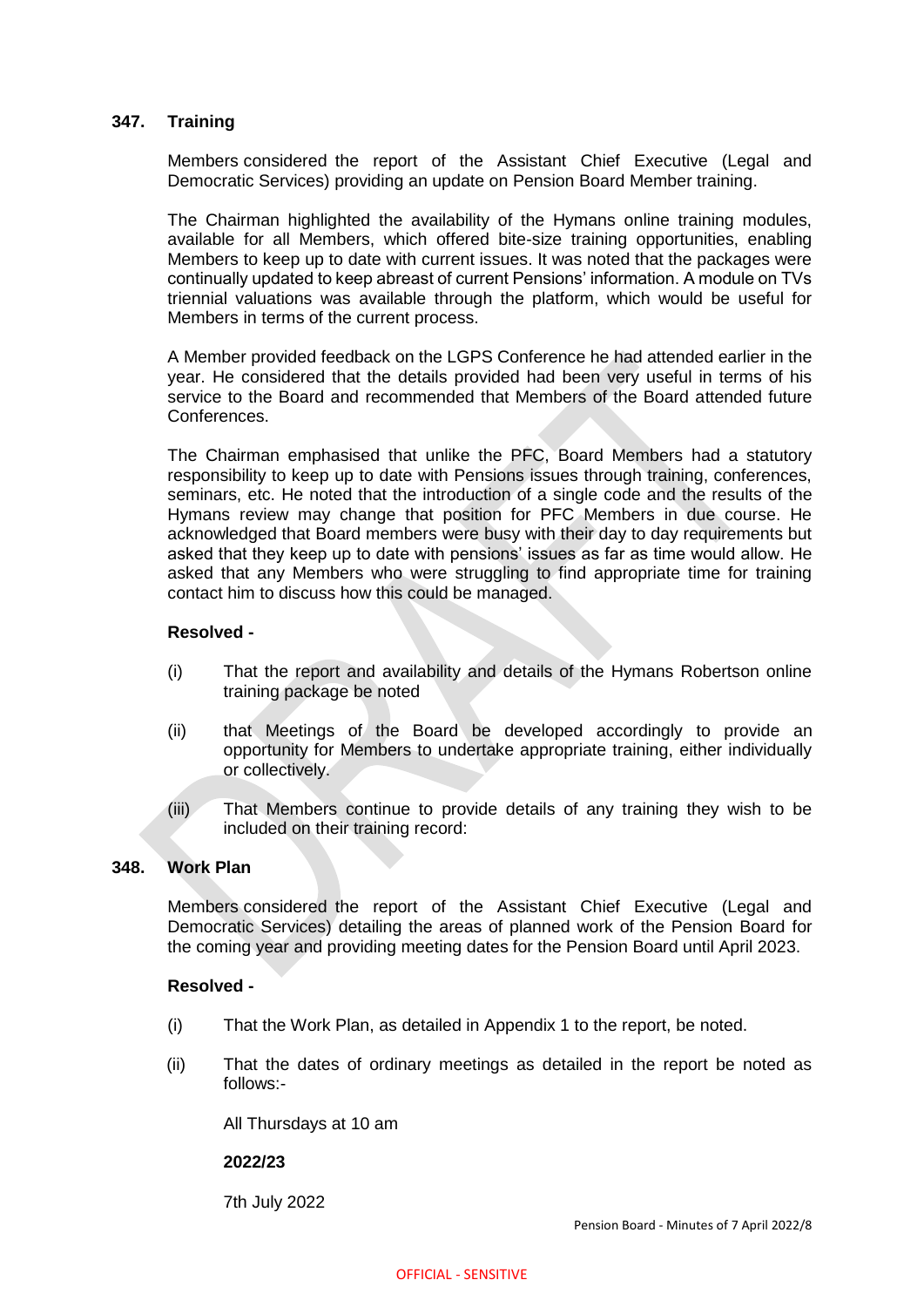## 347. Training

Members considered the report of the Assistant Chief Executive (Legal and Democratic Services) providing an update on Pension Board Member training.

The Chairman highlighted the availability of the Hymans online training modules, available for all Members, which offered bite-size training opportunities, enabling Members to keep up to date with current issues. It was noted that the packages were continually updated to keep abreast of current Pensions' information. A module on TVs triennial valuations was available through the platform, which would be useful for Members in terms of the current process.

A Member provided feedback on the LGPS Conference he had attended earlier in the year. He considered that the details provided had been very useful in terms of his service to the Board and recommended that Members of the Board attended future Conferences.

The Chairman emphasised that unlike the PFC, Board Members had a statutory responsibility to keep up to date with Pensions issues through training, conferences, seminars, etc. He noted that the introduction of a single code and the results of the Hymans review may change that position for PFC Members in due course. He acknowledged that Board members were busy with their day to day requirements but asked that they keep up to date with pensions' issues as far as time would allow. He asked that any Members who were struggling to find appropriate time for training contact him to discuss how this could be managed.

**Resolved -**

(i) That the report and availability and details of the Hymans Robertson online training package be noted

(ii) that Meetings of the Board be developed accordingly to provide an opportunity for Members to undertake appropriate training, either individually or collectively.

(iii) That Members continue to provide details of any training they wish to be included on their training record:

## 348. Work Plan

Members considered the report of the Assistant Chief Executive (Legal and Democratic Services) detailing the areas of planned work of the Pension Board for the coming year and providing meeting dates for the Pension Board until April 2023.

**Resolved -**

(i) That the Work Plan, as detailed in Appendix 1 to the report, be noted.

(ii) That the dates of ordinary meetings as detailed in the report be noted as follows:-

All Thursdays at 10 am

**2022/23**

7th July 2022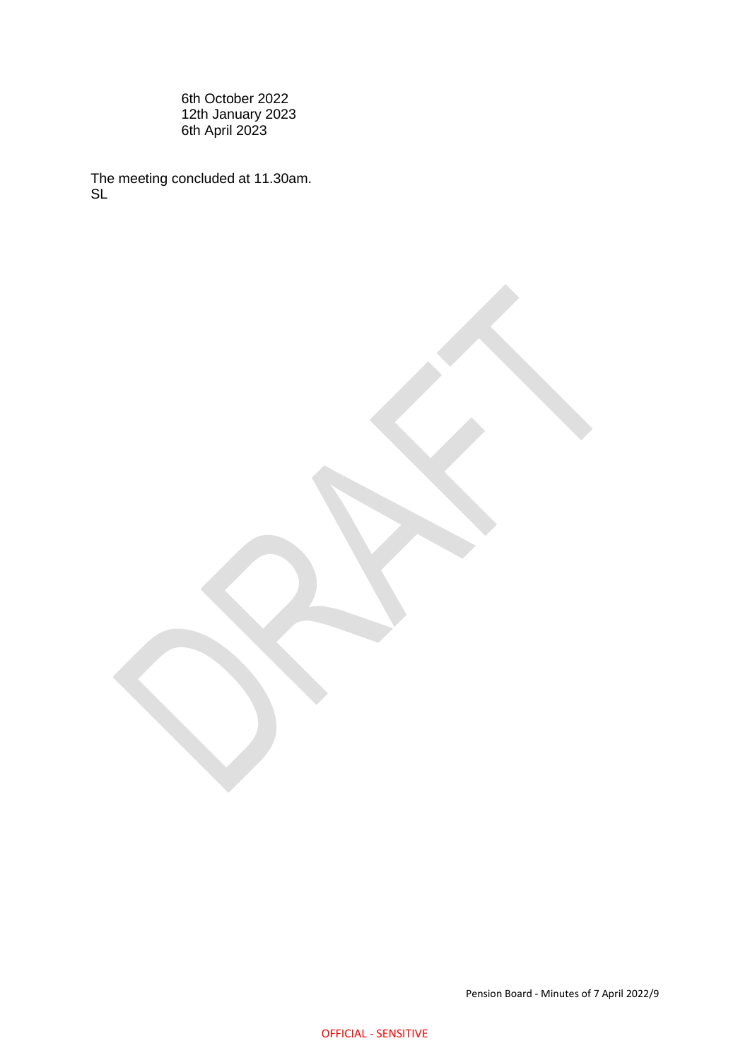6th October 2022
12th January 2023
6th April 2023

The meeting concluded at 11.30am.
SL